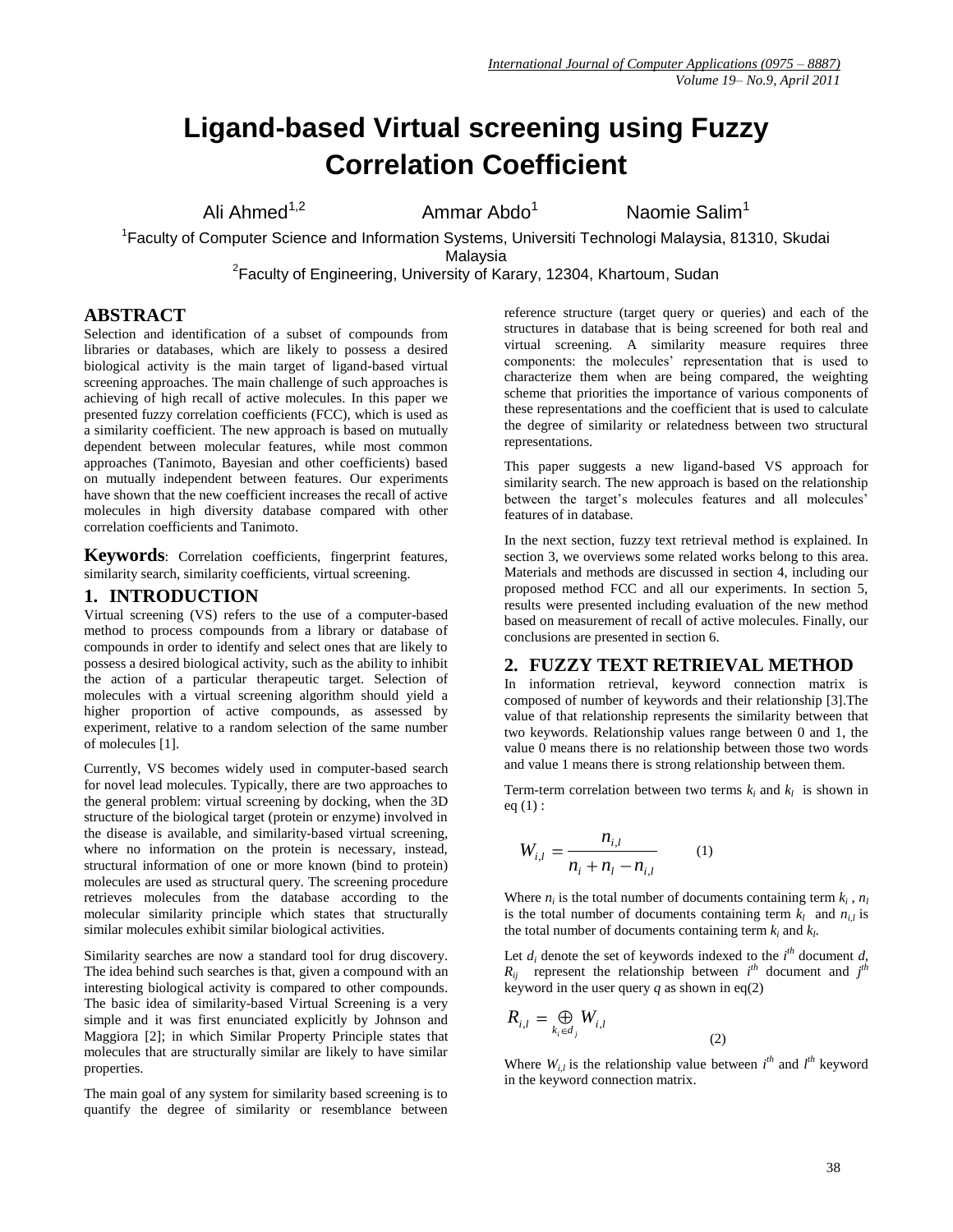# Ligand-based Virtual screening using Fuzzy Correlation Coefficient

Ali Ahmed[1,2] Ammar Abdo[1] Naomie Salim[1]

[1]Faculty of Computer Science and Information Systems, Universiti Technologi Malaysia, 81310, Skudai Malaysia

[2]Faculty of Engineering, University of Karary, 12304, Khartoum, Sudan

## ABSTRACT

Selection and identification of a subset of compounds from libraries or databases, which are likely to possess a desired biological activity is the main target of ligand-based virtual screening approaches. The main challenge of such approaches is achieving of high recall of active molecules. In this paper we presented fuzzy correlation coefficients (FCC), which is used as a similarity coefficient. The new approach is based on mutually dependent between molecular features, while most common approaches (Tanimoto, Bayesian and other coefficients) based on mutually independent between features. Our experiments have shown that the new coefficient increases the recall of active molecules in high diversity database compared with other correlation coefficients and Tanimoto.

**Keywords**: Correlation coefficients, fingerprint features, similarity search, similarity coefficients, virtual screening.

## 1. INTRODUCTION

Virtual screening (VS) refers to the use of a computer-based method to process compounds from a library or database of compounds in order to identify and select ones that are likely to possess a desired biological activity, such as the ability to inhibit the action of a particular therapeutic target. Selection of molecules with a virtual screening algorithm should yield a higher proportion of active compounds, as assessed by experiment, relative to a random selection of the same number of molecules [1].

Currently, VS becomes widely used in computer-based search for novel lead molecules. Typically, there are two approaches to the general problem: virtual screening by docking, when the 3D structure of the biological target (protein or enzyme) involved in the disease is available, and similarity-based virtual screening, where no information on the protein is necessary, instead, structural information of one or more known (bind to protein) molecules are used as structural query. The screening procedure retrieves molecules from the database according to the molecular similarity principle which states that structurally similar molecules exhibit similar biological activities.

Similarity searches are now a standard tool for drug discovery. The idea behind such searches is that, given a compound with an interesting biological activity is compared to other compounds. The basic idea of similarity-based Virtual Screening is a very simple and it was first enunciated explicitly by Johnson and Maggiora [2]; in which Similar Property Principle states that molecules that are structurally similar are likely to have similar properties.

The main goal of any system for similarity based screening is to quantify the degree of similarity or resemblance between reference structure (target query or queries) and each of the structures in database that is being screened for both real and virtual screening. A similarity measure requires three components: the molecules' representation that is used to characterize them when are being compared, the weighting scheme that priorities the importance of various components of these representations and the coefficient that is used to calculate the degree of similarity or relatedness between two structural representations.

This paper suggests a new ligand-based VS approach for similarity search. The new approach is based on the relationship between the target's molecules features and all molecules' features of in database.

In the next section, fuzzy text retrieval method is explained. In section 3, we overviews some related works belong to this area. Materials and methods are discussed in section 4, including our proposed method FCC and all our experiments. In section 5, results were presented including evaluation of the new method based on measurement of recall of active molecules. Finally, our conclusions are presented in section 6.

## 2. FUZZY TEXT RETRIEVAL METHOD

In information retrieval, keyword connection matrix is composed of number of keywords and their relationship [3].The value of that relationship represents the similarity between that two keywords. Relationship values range between 0 and 1, the value 0 means there is no relationship between those two words and value 1 means there is strong relationship between them.

Term-term correlation between two terms $k_i$ and $k_l$ is shown in eq (1) :

$$W_{i,l} = \frac{n_{i,l}}{n_i + n_l - n_{i,l}} \qquad (1)$$

Where $n_i$ is the total number of documents containing term $k_i$ , $n_l$ is the total number of documents containing term $k_l$ and $n_{i,l}$ is the total number of documents containing term $k_i$ and $k_l$.

Let $d_i$ denote the set of keywords indexed to the $i^{th}$ document $d$, $R_{ij}$ represent the relationship between $i^{th}$ document and $j^{th}$ keyword in the user query $q$ as shown in eq(2)

$$R_{i,l} = \bigoplus_{k_i \in d_j} W_{i,l} \qquad (2)$$

Where $W_{i,l}$ is the relationship value between $i^{th}$ and $l^{th}$ keyword in the keyword connection matrix.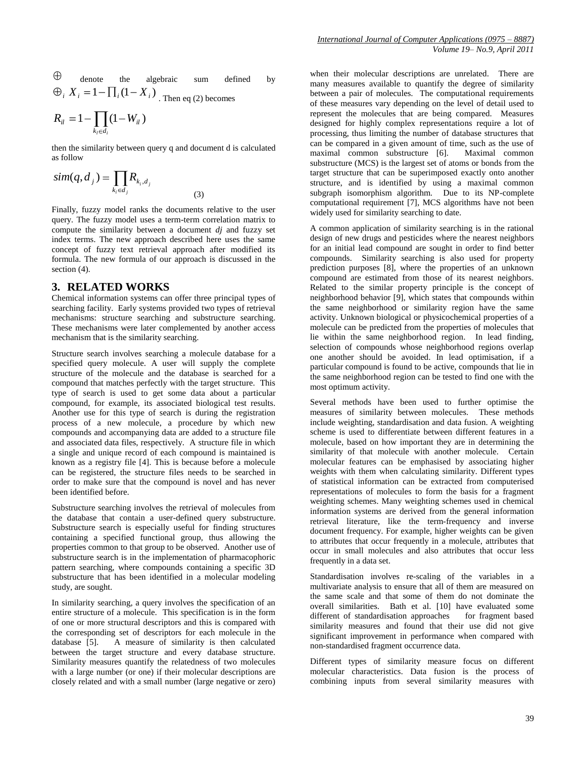$\oplus$ denote the algebraic sum defined by $\oplus_i X_i = 1 - \prod_i (1 - X_i)$. Then eq (2) becomes

$$R_{il} = 1 - \prod_{k_l \in d_i} (1 - W_{il})$$

then the similarity between query q and document d is calculated as follow

$$sim(q, d_j) = \prod_{k_i \in d_j} R_{k_i, d_j} \quad (3)$$

Finally, fuzzy model ranks the documents relative to the user query. The fuzzy model uses a term-term correlation matrix to compute the similarity between a document *dj* and fuzzy set index terms. The new approach described here uses the same concept of fuzzy text retrieval approach after modified its formula. The new formula of our approach is discussed in the section (4).

## 3. RELATED WORKS

Chemical information systems can offer three principal types of searching facility. Early systems provided two types of retrieval mechanisms: structure searching and substructure searching. These mechanisms were later complemented by another access mechanism that is the similarity searching.

Structure search involves searching a molecule database for a specified query molecule. A user will supply the complete structure of the molecule and the database is searched for a compound that matches perfectly with the target structure. This type of search is used to get some data about a particular compound, for example, its associated biological test results. Another use for this type of search is during the registration process of a new molecule, a procedure by which new compounds and accompanying data are added to a structure file and associated data files, respectively. A structure file in which a single and unique record of each compound is maintained is known as a registry file [4]. This is because before a molecule can be registered, the structure files needs to be searched in order to make sure that the compound is novel and has never been identified before.

Substructure searching involves the retrieval of molecules from the database that contain a user-defined query substructure. Substructure search is especially useful for finding structures containing a specified functional group, thus allowing the properties common to that group to be observed. Another use of substructure search is in the implementation of pharmacophoric pattern searching, where compounds containing a specific 3D substructure that has been identified in a molecular modeling study, are sought.

In similarity searching, a query involves the specification of an entire structure of a molecule. This specification is in the form of one or more structural descriptors and this is compared with the corresponding set of descriptors for each molecule in the database [5]. A measure of similarity is then calculated between the target structure and every database structure. Similarity measures quantify the relatedness of two molecules with a large number (or one) if their molecular descriptions are closely related and with a small number (large negative or zero) when their molecular descriptions are unrelated. There are many measures available to quantify the degree of similarity between a pair of molecules. The computational requirements of these measures vary depending on the level of detail used to represent the molecules that are being compared. Measures designed for highly complex representations require a lot of processing, thus limiting the number of database structures that can be compared in a given amount of time, such as the use of maximal common substructure [6]. Maximal common substructure (MCS) is the largest set of atoms or bonds from the target structure that can be superimposed exactly onto another structure, and is identified by using a maximal common subgraph isomorphism algorithm. Due to its NP-complete computational requirement [7], MCS algorithms have not been widely used for similarity searching to date.

A common application of similarity searching is in the rational design of new drugs and pesticides where the nearest neighbors for an initial lead compound are sought in order to find better compounds. Similarity searching is also used for property prediction purposes [8], where the properties of an unknown compound are estimated from those of its nearest neighbors. Related to the similar property principle is the concept of neighborhood behavior [9], which states that compounds within the same neighborhood or similarity region have the same activity. Unknown biological or physicochemical properties of a molecule can be predicted from the properties of molecules that lie within the same neighborhood region. In lead finding, selection of compounds whose neighborhood regions overlap one another should be avoided. In lead optimisation, if a particular compound is found to be active, compounds that lie in the same neighborhood region can be tested to find one with the most optimum activity.

Several methods have been used to further optimise the measures of similarity between molecules. These methods include weighting, standardisation and data fusion. A weighting scheme is used to differentiate between different features in a molecule, based on how important they are in determining the similarity of that molecule with another molecule. Certain molecular features can be emphasised by associating higher weights with them when calculating similarity. Different types of statistical information can be extracted from computerised representations of molecules to form the basis for a fragment weighting schemes. Many weighting schemes used in chemical information systems are derived from the general information retrieval literature, like the term-frequency and inverse document frequency. For example, higher weights can be given to attributes that occur frequently in a molecule, attributes that occur in small molecules and also attributes that occur less frequently in a data set.

Standardisation involves re-scaling of the variables in a multivariate analysis to ensure that all of them are measured on the same scale and that some of them do not dominate the overall similarities. Bath et al. [10] have evaluated some different of standardisation approaches for fragment based similarity measures and found that their use did not give significant improvement in performance when compared with non-standardised fragment occurrence data.

Different types of similarity measure focus on different molecular characteristics. Data fusion is the process of combining inputs from several similarity measures with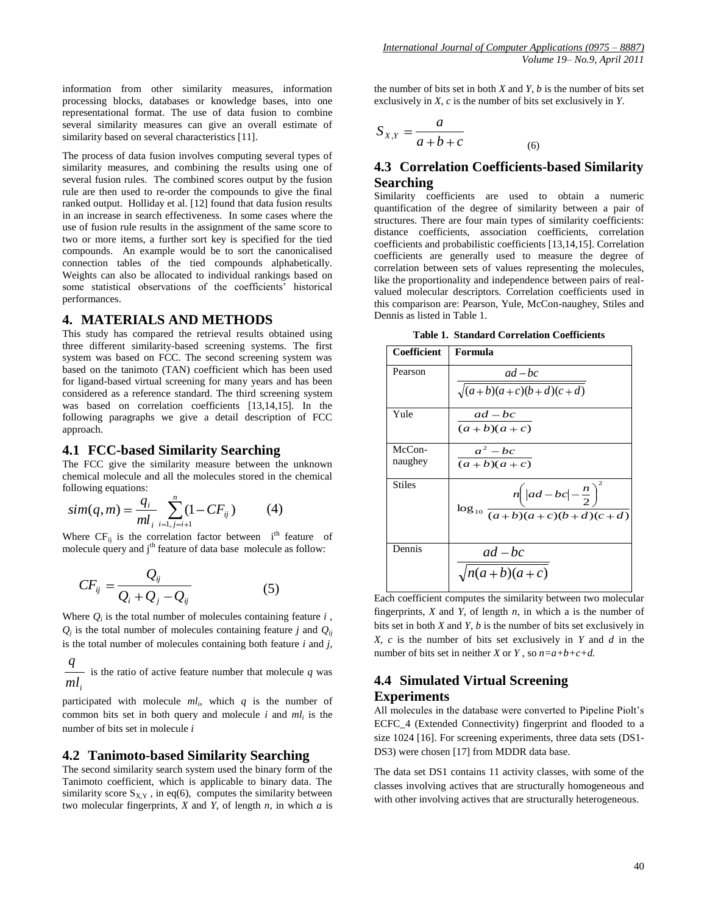information from other similarity measures, information processing blocks, databases or knowledge bases, into one representational format. The use of data fusion to combine several similarity measures can give an overall estimate of similarity based on several characteristics [11].

The process of data fusion involves computing several types of similarity measures, and combining the results using one of several fusion rules. The combined scores output by the fusion rule are then used to re-order the compounds to give the final ranked output. Holliday et al. [12] found that data fusion results in an increase in search effectiveness. In some cases where the use of fusion rule results in the assignment of the same score to two or more items, a further sort key is specified for the tied compounds. An example would be to sort the canonicalised connection tables of the tied compounds alphabetically. Weights can also be allocated to individual rankings based on some statistical observations of the coefficients' historical performances.

## 4. MATERIALS AND METHODS

This study has compared the retrieval results obtained using three different similarity-based screening systems. The first system was based on FCC. The second screening system was based on the tanimoto (TAN) coefficient which has been used for ligand-based virtual screening for many years and has been considered as a reference standard. The third screening system was based on correlation coefficients [13,14,15]. In the following paragraphs we give a detail description of FCC approach.

### 4.1 FCC-based Similarity Searching

The FCC give the similarity measure between the unknown chemical molecule and all the molecules stored in the chemical following equations:

$$sim(q,m) = \frac{q_i}{ml_i} \sum_{i=1, j=i+1}^{n} (1 - CF_{ij}) \qquad (4)$$

Where $CF_{ij}$ is the correlation factor between $i^{th}$ feature of molecule query and $j^{th}$ feature of data base molecule as follow:

$$CF_{ij} = \frac{Q_{ij}}{Q_i + Q_j - Q_{ij}} \qquad (5)$$

Where $Q_i$ is the total number of molecules containing feature $i$, $Q_j$ is the total number of molecules containing feature $j$ and $Q_{ij}$ is the total number of molecules containing both feature $i$ and $j$, $\frac{q}{ml_i}$ is the ratio of active feature number that molecule $q$ was participated with molecule $ml_i$, which $q$ is the number of common bits set in both query and molecule $i$ and $ml_i$ is the number of bits set in molecule $i$

### 4.2 Tanimoto-based Similarity Searching

The second similarity search system used the binary form of the Tanimoto coefficient, which is applicable to binary data. The similarity score $S_{X,Y}$, in eq(6), computes the similarity between two molecular fingerprints, $X$ and $Y$, of length $n$, in which $a$ is the number of bits set in both $X$ and $Y$, $b$ is the number of bits set exclusively in $X$, $c$ is the number of bits set exclusively in $Y$.

$$S_{X,Y} = \frac{a}{a+b+c} \qquad (6)$$

### 4.3 Correlation Coefficients-based Similarity Searching

Similarity coefficients are used to obtain a numeric quantification of the degree of similarity between a pair of structures. There are four main types of similarity coefficients: distance coefficients, association coefficients, correlation coefficients and probabilistic coefficients [13,14,15]. Correlation coefficients are generally used to measure the degree of correlation between sets of values representing the molecules, like the proportionality and independence between pairs of real-valued molecular descriptors. Correlation coefficients used in this comparison are: Pearson, Yule, McCon-naughey, Stiles and Dennis as listed in Table 1.

**Table 1. Standard Correlation Coefficients**

| Coefficient | Formula |
|---|---|
| Pearson | $\frac{ad-bc}{\sqrt{(a+b)(a+c)(b+d)(c+d)}}$ |
| Yule | $\frac{ad-bc}{(a+b)(a+c)}$ |
| McCon-naughey | $\frac{a^2-bc}{(a+b)(a+c)}$ |
| Stiles | $\log_{10} \frac{n\left(\lvert ad-bc \rvert - \frac{n}{2}\right)^2}{(a+b)(a+c)(b+d)(c+d)}$ |
| Dennis | $\frac{ad-bc}{\sqrt{n(a+b)(a+c)}}$ |

Each coefficient computes the similarity between two molecular fingerprints, $X$ and $Y$, of length $n$, in which a is the number of bits set in both $X$ and $Y$, $b$ is the number of bits set exclusively in $X$, $c$ is the number of bits set exclusively in $Y$ and $d$ in the number of bits set in neither $X$ or $Y$, so $n=a+b+c+d$.

### 4.4 Simulated Virtual Screening Experiments

All molecules in the database were converted to Pipeline Piolt's ECFC_4 (Extended Connectivity) fingerprint and flooded to a size 1024 [16]. For screening experiments, three data sets (DS1-DS3) were chosen [17] from MDDR data base.

The data set DS1 contains 11 activity classes, with some of the classes involving actives that are structurally homogeneous and with other involving actives that are structurally heterogeneous.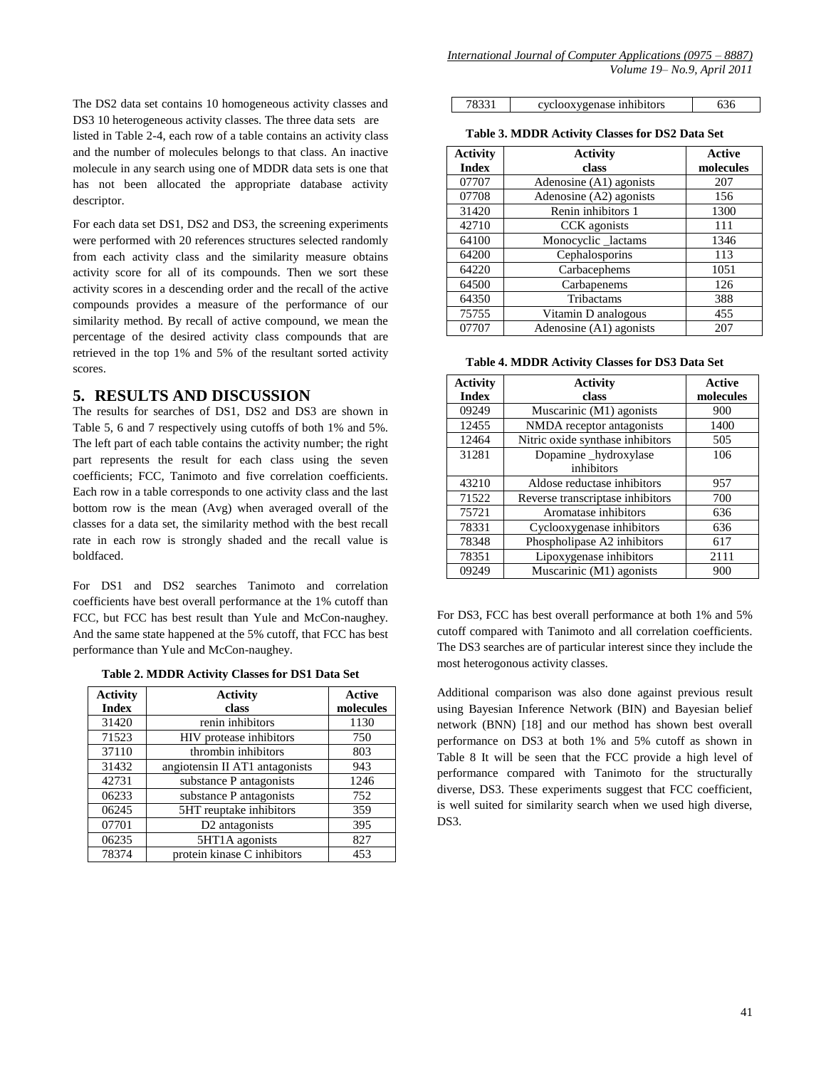The DS2 data set contains 10 homogeneous activity classes and DS3 10 heterogeneous activity classes. The three data sets are listed in Table 2-4, each row of a table contains an activity class and the number of molecules belongs to that class. An inactive molecule in any search using one of MDDR data sets is one that has not been allocated the appropriate database activity descriptor.

For each data set DS1, DS2 and DS3, the screening experiments were performed with 20 references structures selected randomly from each activity class and the similarity measure obtains activity score for all of its compounds. Then we sort these activity scores in a descending order and the recall of the active compounds provides a measure of the performance of our similarity method. By recall of active compound, we mean the percentage of the desired activity class compounds that are retrieved in the top 1% and 5% of the resultant sorted activity scores.

## 5. RESULTS AND DISCUSSION

The results for searches of DS1, DS2 and DS3 are shown in Table 5, 6 and 7 respectively using cutoffs of both 1% and 5%. The left part of each table contains the activity number; the right part represents the result for each class using the seven coefficients; FCC, Tanimoto and five correlation coefficients. Each row in a table corresponds to one activity class and the last bottom row is the mean (Avg) when averaged overall of the classes for a data set, the similarity method with the best recall rate in each row is strongly shaded and the recall value is boldfaced.

For DS1 and DS2 searches Tanimoto and correlation coefficients have best overall performance at the 1% cutoff than FCC, but FCC has best result than Yule and McCon-naughey. And the same state happened at the 5% cutoff, that FCC has best performance than Yule and McCon-naughey.

**Table 2. MDDR Activity Classes for DS1 Data Set**

| Activity Index | Activity class | Active molecules |
|---|---|---|
| 31420 | renin inhibitors | 1130 |
| 71523 | HIV protease inhibitors | 750 |
| 37110 | thrombin inhibitors | 803 |
| 31432 | angiotensin II AT1 antagonists | 943 |
| 42731 | substance P antagonists | 1246 |
| 06233 | substance P antagonists | 752 |
| 06245 | 5HT reuptake inhibitors | 359 |
| 07701 | D2 antagonists | 395 |
| 06235 | 5HT1A agonists | 827 |
| 78374 | protein kinase C inhibitors | 453 |
| 78331 | cyclooxygenase inhibitors | 636 |

**Table 3. MDDR Activity Classes for DS2 Data Set**

| Activity Index | Activity class | Active molecules |
|---|---|---|
| 07707 | Adenosine (A1) agonists | 207 |
| 07708 | Adenosine (A2) agonists | 156 |
| 31420 | Renin inhibitors 1 | 1300 |
| 42710 | CCK agonists | 111 |
| 64100 | Monocyclic _lactams | 1346 |
| 64200 | Cephalosporins | 113 |
| 64220 | Carbacephems | 1051 |
| 64500 | Carbapenems | 126 |
| 64350 | Tribactams | 388 |
| 75755 | Vitamin D analogous | 455 |
| 07707 | Adenosine (A1) agonists | 207 |

**Table 4. MDDR Activity Classes for DS3 Data Set**

| Activity Index | Activity class | Active molecules |
|---|---|---|
| 09249 | Muscarinic (M1) agonists | 900 |
| 12455 | NMDA receptor antagonists | 1400 |
| 12464 | Nitric oxide synthase inhibitors | 505 |
| 31281 | Dopamine _hydroxylase inhibitors | 106 |
| 43210 | Aldose reductase inhibitors | 957 |
| 71522 | Reverse transcriptase inhibitors | 700 |
| 75721 | Aromatase inhibitors | 636 |
| 78331 | Cyclooxygenase inhibitors | 636 |
| 78348 | Phospholipase A2 inhibitors | 617 |
| 78351 | Lipoxygenase inhibitors | 2111 |
| 09249 | Muscarinic (M1) agonists | 900 |

For DS3, FCC has best overall performance at both 1% and 5% cutoff compared with Tanimoto and all correlation coefficients. The DS3 searches are of particular interest since they include the most heterogonous activity classes.

Additional comparison was also done against previous result using Bayesian Inference Network (BIN) and Bayesian belief network (BNN) [18] and our method has shown best overall performance on DS3 at both 1% and 5% cutoff as shown in Table 8 It will be seen that the FCC provide a high level of performance compared with Tanimoto for the structurally diverse, DS3. These experiments suggest that FCC coefficient, is well suited for similarity search when we used high diverse, DS3.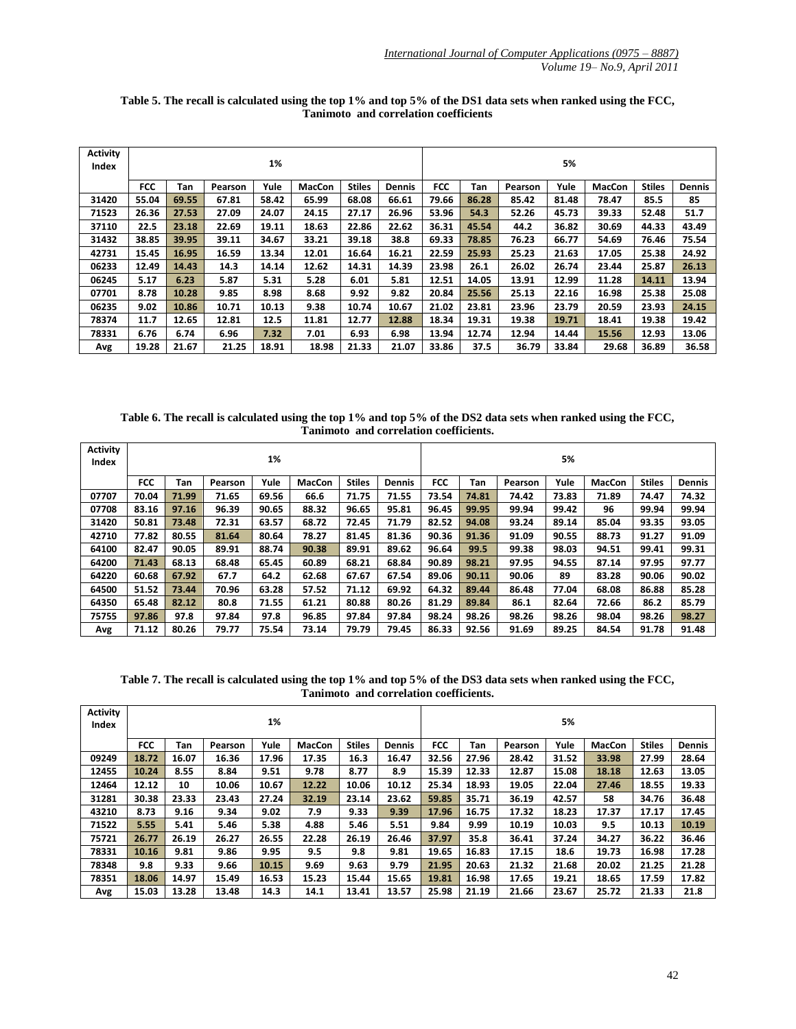**Table 5. The recall is calculated using the top 1% and top 5% of the DS1 data sets when ranked using the FCC, Tanimoto and correlation coefficients**

| Activity Index | 1% | | | | | | | 5% | | | | | | |
|---|---|---|---|---|---|---|---|---|---|---|---|---|---|---|
| | FCC | Tan | Pearson | Yule | MacCon | Stiles | Dennis | FCC | Tan | Pearson | Yule | MacCon | Stiles | Dennis |
| 31420 | 55.04 | 69.55 | 67.81 | 58.42 | 65.99 | 68.08 | 66.61 | 79.66 | 86.28 | 85.42 | 81.48 | 78.47 | 85.5 | 85 |
| 71523 | 26.36 | 27.53 | 27.09 | 24.07 | 24.15 | 27.17 | 26.96 | 53.96 | 54.3 | 52.26 | 45.73 | 39.33 | 52.48 | 51.7 |
| 37110 | 22.5 | 23.18 | 22.69 | 19.11 | 18.63 | 22.86 | 22.62 | 36.31 | 45.54 | 44.2 | 36.82 | 30.69 | 44.33 | 43.49 |
| 31432 | 38.85 | 39.95 | 39.11 | 34.67 | 33.21 | 39.18 | 38.8 | 69.33 | 78.85 | 76.23 | 66.77 | 54.69 | 76.46 | 75.54 |
| 42731 | 15.45 | 16.95 | 16.59 | 13.34 | 12.01 | 16.64 | 16.21 | 22.59 | 25.93 | 25.23 | 21.63 | 17.05 | 25.38 | 24.92 |
| 06233 | 12.49 | 14.43 | 14.3 | 14.14 | 12.62 | 14.31 | 14.39 | 23.98 | 26.1 | 26.02 | 26.74 | 23.44 | 25.87 | 26.13 |
| 06245 | 5.17 | 6.23 | 5.87 | 5.31 | 5.28 | 6.01 | 5.81 | 12.51 | 14.05 | 13.91 | 12.99 | 11.28 | 14.11 | 13.94 |
| 07701 | 8.78 | 10.28 | 9.85 | 8.98 | 8.68 | 9.92 | 9.82 | 20.84 | 25.56 | 25.13 | 22.16 | 16.98 | 25.38 | 25.08 |
| 06235 | 9.02 | 10.86 | 10.71 | 10.13 | 9.38 | 10.74 | 10.67 | 21.02 | 23.81 | 23.96 | 23.79 | 20.59 | 23.93 | 24.15 |
| 78374 | 11.7 | 12.65 | 12.81 | 12.5 | 11.81 | 12.77 | 12.88 | 18.34 | 19.31 | 19.38 | 19.71 | 18.41 | 19.38 | 19.42 |
| 78331 | 6.76 | 6.74 | 6.96 | 7.32 | 7.01 | 6.93 | 6.98 | 13.94 | 12.74 | 12.94 | 14.44 | 15.56 | 12.93 | 13.06 |
| Avg | 19.28 | 21.67 | 21.25 | 18.91 | 18.98 | 21.33 | 21.07 | 33.86 | 37.5 | 36.79 | 33.84 | 29.68 | 36.89 | 36.58 |

**Table 6. The recall is calculated using the top 1% and top 5% of the DS2 data sets when ranked using the FCC, Tanimoto and correlation coefficients.**

| Activity Index | 1% | | | | | | | 5% | | | | | | |
|---|---|---|---|---|---|---|---|---|---|---|---|---|---|---|
| | FCC | Tan | Pearson | Yule | MacCon | Stiles | Dennis | FCC | Tan | Pearson | Yule | MacCon | Stiles | Dennis |
| 07707 | 70.04 | 71.99 | 71.65 | 69.56 | 66.6 | 71.75 | 71.55 | 73.54 | 74.81 | 74.42 | 73.83 | 71.89 | 74.47 | 74.32 |
| 07708 | 83.16 | 97.16 | 96.39 | 90.65 | 88.32 | 96.65 | 95.81 | 96.45 | 99.95 | 99.94 | 99.42 | 96 | 99.94 | 99.94 |
| 31420 | 50.81 | 73.48 | 72.31 | 63.57 | 68.72 | 72.45 | 71.79 | 82.52 | 94.08 | 93.24 | 89.14 | 85.04 | 93.35 | 93.05 |
| 42710 | 77.82 | 80.55 | 81.64 | 80.64 | 78.27 | 81.45 | 81.36 | 90.36 | 91.36 | 91.09 | 90.55 | 88.73 | 91.27 | 91.09 |
| 64100 | 82.47 | 90.05 | 89.91 | 88.74 | 90.38 | 89.91 | 89.62 | 96.64 | 99.5 | 99.38 | 98.03 | 94.51 | 99.41 | 99.31 |
| 64200 | 71.43 | 68.13 | 68.48 | 65.45 | 60.89 | 68.21 | 68.84 | 90.89 | 98.21 | 97.95 | 94.55 | 87.14 | 97.95 | 97.77 |
| 64220 | 60.68 | 67.92 | 67.7 | 64.2 | 62.68 | 67.67 | 67.54 | 89.06 | 90.11 | 90.06 | 89 | 83.28 | 90.06 | 90.02 |
| 64500 | 51.52 | 73.44 | 70.96 | 63.28 | 57.52 | 71.12 | 69.92 | 64.32 | 89.44 | 86.48 | 77.04 | 68.08 | 86.88 | 85.28 |
| 64350 | 65.48 | 82.12 | 80.8 | 71.55 | 61.21 | 80.88 | 80.26 | 81.29 | 89.84 | 86.1 | 82.64 | 72.66 | 86.2 | 85.79 |
| 75755 | 97.86 | 97.8 | 97.84 | 97.8 | 96.85 | 97.84 | 97.84 | 98.24 | 98.26 | 98.26 | 98.26 | 98.04 | 98.26 | 98.27 |
| Avg | 71.12 | 80.26 | 79.77 | 75.54 | 73.14 | 79.79 | 79.45 | 86.33 | 92.56 | 91.69 | 89.25 | 84.54 | 91.78 | 91.48 |

**Table 7. The recall is calculated using the top 1% and top 5% of the DS3 data sets when ranked using the FCC, Tanimoto and correlation coefficients.**

| Activity Index | 1% | | | | | | | 5% | | | | | | |
|---|---|---|---|---|---|---|---|---|---|---|---|---|---|---|
| | FCC | Tan | Pearson | Yule | MacCon | Stiles | Dennis | FCC | Tan | Pearson | Yule | MacCon | Stiles | Dennis |
| 09249 | 18.72 | 16.07 | 16.36 | 17.96 | 17.35 | 16.3 | 16.47 | 32.56 | 27.96 | 28.42 | 31.52 | 33.98 | 27.99 | 28.64 |
| 12455 | 10.24 | 8.55 | 8.84 | 9.51 | 9.78 | 8.77 | 8.9 | 15.39 | 12.33 | 12.87 | 15.08 | 18.18 | 12.63 | 13.05 |
| 12464 | 12.12 | 10 | 10.06 | 10.67 | 12.22 | 10.06 | 10.12 | 25.34 | 18.93 | 19.05 | 22.04 | 27.46 | 18.55 | 19.33 |
| 31281 | 30.38 | 23.33 | 23.43 | 27.24 | 32.19 | 23.14 | 23.62 | 59.85 | 35.71 | 36.19 | 42.57 | 58 | 34.76 | 36.48 |
| 43210 | 8.73 | 9.16 | 9.34 | 9.02 | 7.9 | 9.33 | 9.39 | 17.96 | 16.75 | 17.32 | 18.23 | 17.37 | 17.17 | 17.45 |
| 71522 | 5.55 | 5.41 | 5.46 | 5.38 | 4.88 | 5.46 | 5.51 | 9.84 | 9.99 | 10.19 | 10.03 | 9.5 | 10.13 | 10.19 |
| 75721 | 26.77 | 26.19 | 26.27 | 26.55 | 22.28 | 26.19 | 26.46 | 37.97 | 35.8 | 36.41 | 37.24 | 34.27 | 36.22 | 36.46 |
| 78331 | 10.16 | 9.81 | 9.86 | 9.95 | 9.5 | 9.8 | 9.81 | 19.65 | 16.83 | 17.15 | 18.6 | 19.73 | 16.98 | 17.28 |
| 78348 | 9.8 | 9.33 | 9.66 | 10.15 | 9.69 | 9.63 | 9.79 | 21.95 | 20.63 | 21.32 | 21.68 | 20.02 | 21.25 | 21.28 |
| 78351 | 18.06 | 14.97 | 15.49 | 16.53 | 15.23 | 15.44 | 15.65 | 19.81 | 16.98 | 17.65 | 19.21 | 18.65 | 17.59 | 17.82 |
| Avg | 15.03 | 13.28 | 13.48 | 14.3 | 14.1 | 13.41 | 13.57 | 25.98 | 21.19 | 21.66 | 23.67 | 25.72 | 21.33 | 21.8 |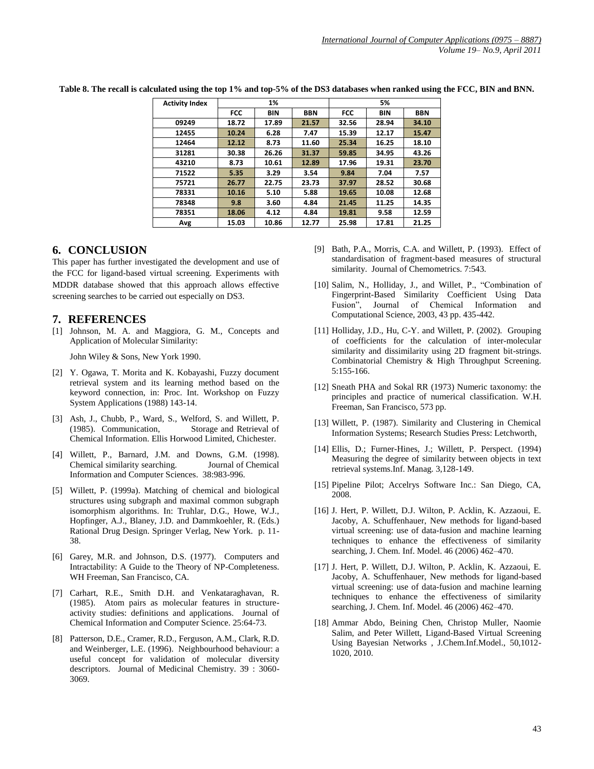**Table 8. The recall is calculated using the top 1% and top-5% of the DS3 databases when ranked using the FCC, BIN and BNN.**

| Activity Index | 1% | | | 5% | | |
|---|---|---|---|---|---|---|
| | FCC | BIN | BBN | FCC | BIN | BBN |
| 09249 | 18.72 | 17.89 | 21.57 | 32.56 | 28.94 | 34.10 |
| 12455 | 10.24 | 6.28 | 7.47 | 15.39 | 12.17 | 15.47 |
| 12464 | 12.12 | 8.73 | 11.60 | 25.34 | 16.25 | 18.10 |
| 31281 | 30.38 | 26.26 | 31.37 | 59.85 | 34.95 | 43.26 |
| 43210 | 8.73 | 10.61 | 12.89 | 17.96 | 19.31 | 23.70 |
| 71522 | 5.35 | 3.29 | 3.54 | 9.84 | 7.04 | 7.57 |
| 75721 | 26.77 | 22.75 | 23.73 | 37.97 | 28.52 | 30.68 |
| 78331 | 10.16 | 5.10 | 5.88 | 19.65 | 10.08 | 12.68 |
| 78348 | 9.8 | 3.60 | 4.84 | 21.45 | 11.25 | 14.35 |
| 78351 | 18.06 | 4.12 | 4.84 | 19.81 | 9.58 | 12.59 |
| Avg | 15.03 | 10.86 | 12.77 | 25.98 | 17.81 | 21.25 |

## 6. CONCLUSION

This paper has further investigated the development and use of the FCC for ligand-based virtual screening. Experiments with MDDR database showed that this approach allows effective screening searches to be carried out especially on DS3.

## 7. REFERENCES

[1] Johnson, M. A. and Maggiora, G. M., Concepts and Application of Molecular Similarity:

John Wiley & Sons, New York 1990.

[2] Y. Ogawa, T. Morita and K. Kobayashi, Fuzzy document retrieval system and its learning method based on the keyword connection, in: Proc. Int. Workshop on Fuzzy System Applications (1988) 143-14.

[3] Ash, J., Chubb, P., Ward, S., Welford, S. and Willett, P. (1985). Communication, Storage and Retrieval of Chemical Information. Ellis Horwood Limited, Chichester.

[4] Willett, P., Barnard, J.M. and Downs, G.M. (1998). Chemical similarity searching. Journal of Chemical Information and Computer Sciences. 38:983-996.

[5] Willett, P. (1999a). Matching of chemical and biological structures using subgraph and maximal common subgraph isomorphism algorithms. In: Truhlar, D.G., Howe, W.J., Hopfinger, A.J., Blaney, J.D. and Dammkoehler, R. (Eds.) Rational Drug Design. Springer Verlag, New York. p. 11-38.

[6] Garey, M.R. and Johnson, D.S. (1977). Computers and Intractability: A Guide to the Theory of NP-Completeness. WH Freeman, San Francisco, CA.

[7] Carhart, R.E., Smith D.H. and Venkataraghavan, R. (1985). Atom pairs as molecular features in structure-activity studies: definitions and applications. Journal of Chemical Information and Computer Science. 25:64-73.

[8] Patterson, D.E., Cramer, R.D., Ferguson, A.M., Clark, R.D. and Weinberger, L.E. (1996). Neighbourhood behaviour: a useful concept for validation of molecular diversity descriptors. Journal of Medicinal Chemistry. 39 : 3060-3069.

[9] Bath, P.A., Morris, C.A. and Willett, P. (1993). Effect of standardisation of fragment-based measures of structural similarity. Journal of Chemometrics. 7:543.

[10] Salim, N., Holliday, J., and Willet, P., "Combination of Fingerprint-Based Similarity Coefficient Using Data Fusion", Journal of Chemical Information and Computational Science, 2003, 43 pp. 435-442.

[11] Holliday, J.D., Hu, C-Y. and Willett, P. (2002). Grouping of coefficients for the calculation of inter-molecular similarity and dissimilarity using 2D fragment bit-strings. Combinatorial Chemistry & High Throughput Screening. 5:155-166.

[12] Sneath PHA and Sokal RR (1973) Numeric taxonomy: the principles and practice of numerical classification. W.H. Freeman, San Francisco, 573 pp.

[13] Willett, P. (1987). Similarity and Clustering in Chemical Information Systems; Research Studies Press: Letchworth,

[14] Ellis, D.; Furner-Hines, J.; Willett, P. Perspect. (1994) Measuring the degree of similarity between objects in text retrieval systems.Inf. Manag. 3,128-149.

[15] Pipeline Pilot; Accelrys Software Inc.: San Diego, CA, 2008.

[16] J. Hert, P. Willett, D.J. Wilton, P. Acklin, K. Azzaoui, E. Jacoby, A. Schuffenhauer, New methods for ligand-based virtual screening: use of data-fusion and machine learning techniques to enhance the effectiveness of similarity searching, J. Chem. Inf. Model. 46 (2006) 462–470.

[17] J. Hert, P. Willett, D.J. Wilton, P. Acklin, K. Azzaoui, E. Jacoby, A. Schuffenhauer, New methods for ligand-based virtual screening: use of data-fusion and machine learning techniques to enhance the effectiveness of similarity searching, J. Chem. Inf. Model. 46 (2006) 462–470.

[18] Ammar Abdo, Beining Chen, Christop Muller, Naomie Salim, and Peter Willett, Ligand-Based Virtual Screening Using Bayesian Networks , J.Chem.Inf.Model., 50,1012-1020, 2010.